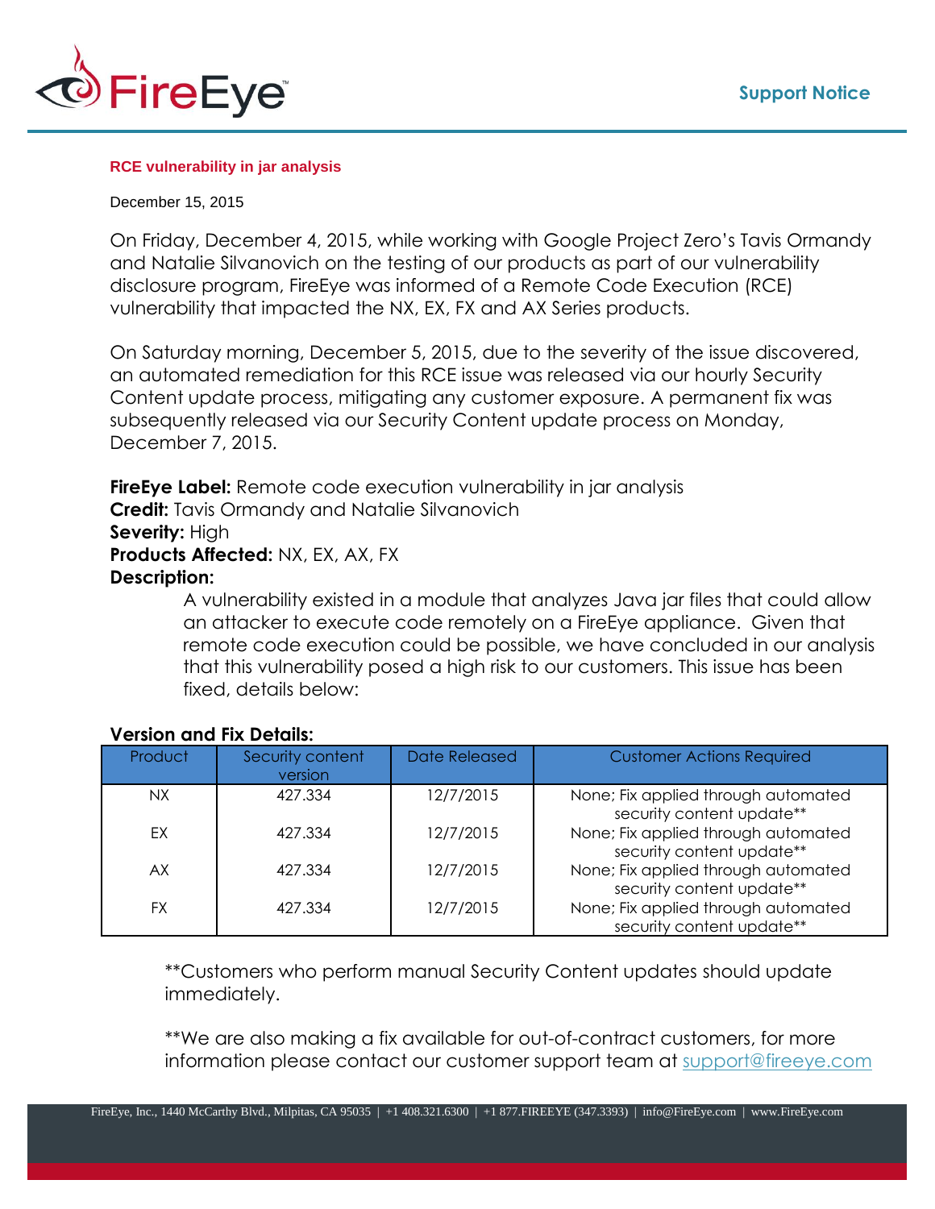Support Notice

## RCE vulnerability in jar analysis

December 15, 2015

On Friday, December 4, 2015, while working with Google Project Zero's Tavis Ormandy and Natalie Silvanovich on the testing of our products as part of our vulnerability disclosure program, FireEye was informed of a Remote Code Execution (RCE) vulnerability that impacted the NX, EX, FX and AX Series products.

On Saturday morning, December 5, 2015, due to the severity of the issue discovered, an automated remediation for this RCE issue was released via our hourly Security Content update process, mitigating any customer exposure. A permanent fix was subsequently released via our Security Content update process on Monday, December 7, 2015.

**FireEye Label:** Remote code execution vulnerability in jar analysis
**Credit:** Tavis Ormandy and Natalie Silvanovich
**Severity:** High
**Products Affected:** NX, EX, AX, FX
**Description:**

A vulnerability existed in a module that analyzes Java jar files that could allow an attacker to execute code remotely on a FireEye appliance. Given that remote code execution could be possible, we have concluded in our analysis that this vulnerability posed a high risk to our customers. This issue has been fixed, details below:

**Version and Fix Details:**

| Product | Security content version | Date Released | Customer Actions Required |
|---|---|---|---|
| NX | 427.334 | 12/7/2015 | None; Fix applied through automated security content update** |
| EX | 427.334 | 12/7/2015 | None; Fix applied through automated security content update** |
| AX | 427.334 | 12/7/2015 | None; Fix applied through automated security content update** |
| FX | 427.334 | 12/7/2015 | None; Fix applied through automated security content update** |

**Customers who perform manual Security Content updates should update immediately.

**We are also making a fix available for out-of-contract customers, for more information please contact our customer support team at support@fireeye.com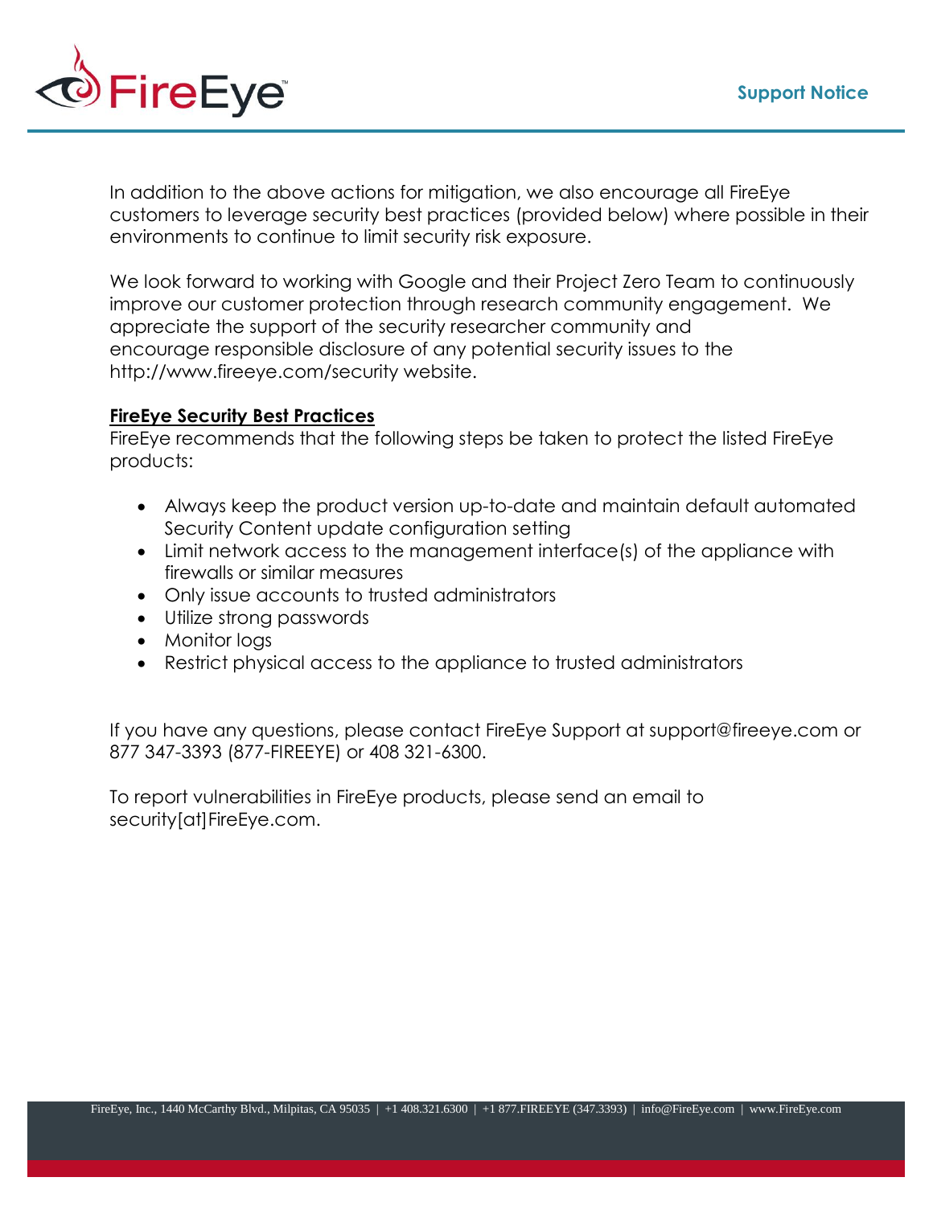In addition to the above actions for mitigation, we also encourage all FireEye customers to leverage security best practices (provided below) where possible in their environments to continue to limit security risk exposure.

We look forward to working with Google and their Project Zero Team to continuously improve our customer protection through research community engagement. We appreciate the support of the security researcher community and encourage responsible disclosure of any potential security issues to the http://www.fireeye.com/security website.

**FireEye Security Best Practices**

FireEye recommends that the following steps be taken to protect the listed FireEye products:

- Always keep the product version up-to-date and maintain default automated Security Content update configuration setting
- Limit network access to the management interface(s) of the appliance with firewalls or similar measures
- Only issue accounts to trusted administrators
- Utilize strong passwords
- Monitor logs
- Restrict physical access to the appliance to trusted administrators

If you have any questions, please contact FireEye Support at support@fireeye.com or 877 347-3393 (877-FIREEYE) or 408 321-6300.

To report vulnerabilities in FireEye products, please send an email to security[at]FireEye.com.